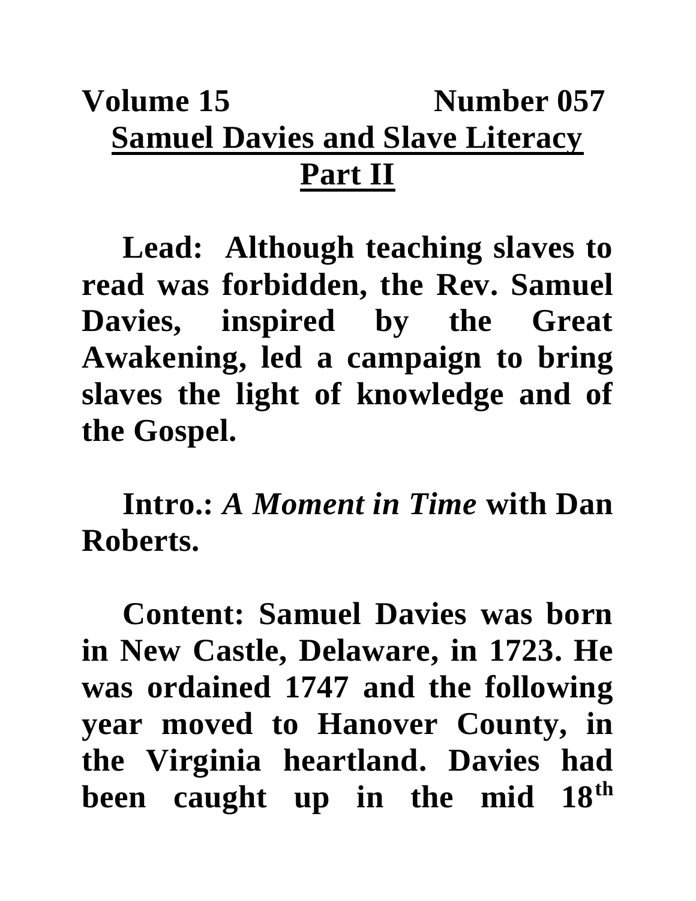**Volume 15 Number 057**

# Samuel Davies and Slave Literacy Part II

**Lead: Although teaching slaves to read was forbidden, the Rev. Samuel Davies, inspired by the Great Awakening, led a campaign to bring slaves the light of knowledge and of the Gospel.**

**Intro.: *A Moment in Time* with Dan Roberts.**

**Content: Samuel Davies was born in New Castle, Delaware, in 1723. He was ordained 1747 and the following year moved to Hanover County, in the Virginia heartland. Davies had been caught up in the mid 18th**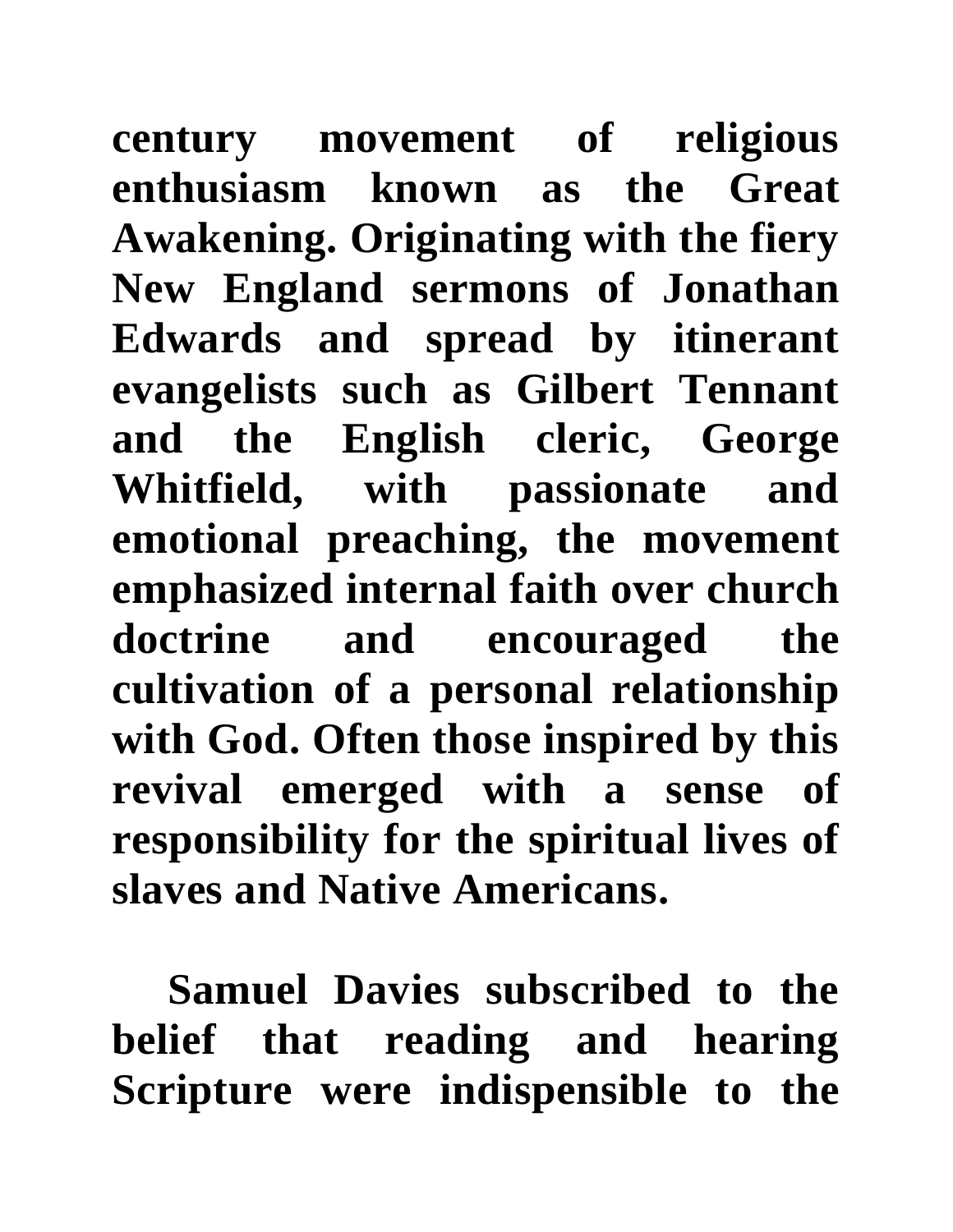**century movement of religious enthusiasm known as the Great Awakening. Originating with the fiery New England sermons of Jonathan Edwards and spread by itinerant evangelists such as Gilbert Tennant and the English cleric, George Whitfield, with passionate and emotional preaching, the movement emphasized internal faith over church doctrine and encouraged the cultivation of a personal relationship with God. Often those inspired by this revival emerged with a sense of responsibility for the spiritual lives of slaves and Native Americans.**

**Samuel Davies subscribed to the belief that reading and hearing Scripture were indispensible to the**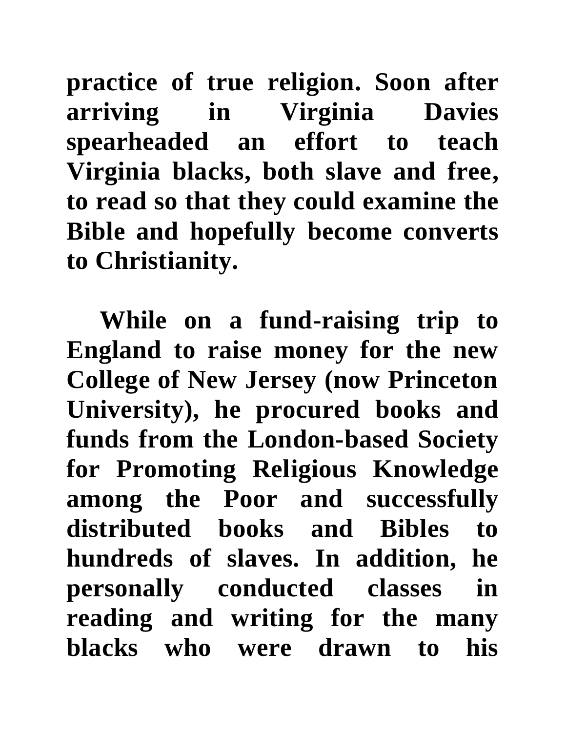practice of true religion. Soon after arriving in Virginia Davies spearheaded an effort to teach Virginia blacks, both slave and free, to read so that they could examine the Bible and hopefully become converts to Christianity.

While on a fund-raising trip to England to raise money for the new College of New Jersey (now Princeton University), he procured books and funds from the London-based Society for Promoting Religious Knowledge among the Poor and successfully distributed books and Bibles to hundreds of slaves. In addition, he personally conducted classes in reading and writing for the many blacks who were drawn to his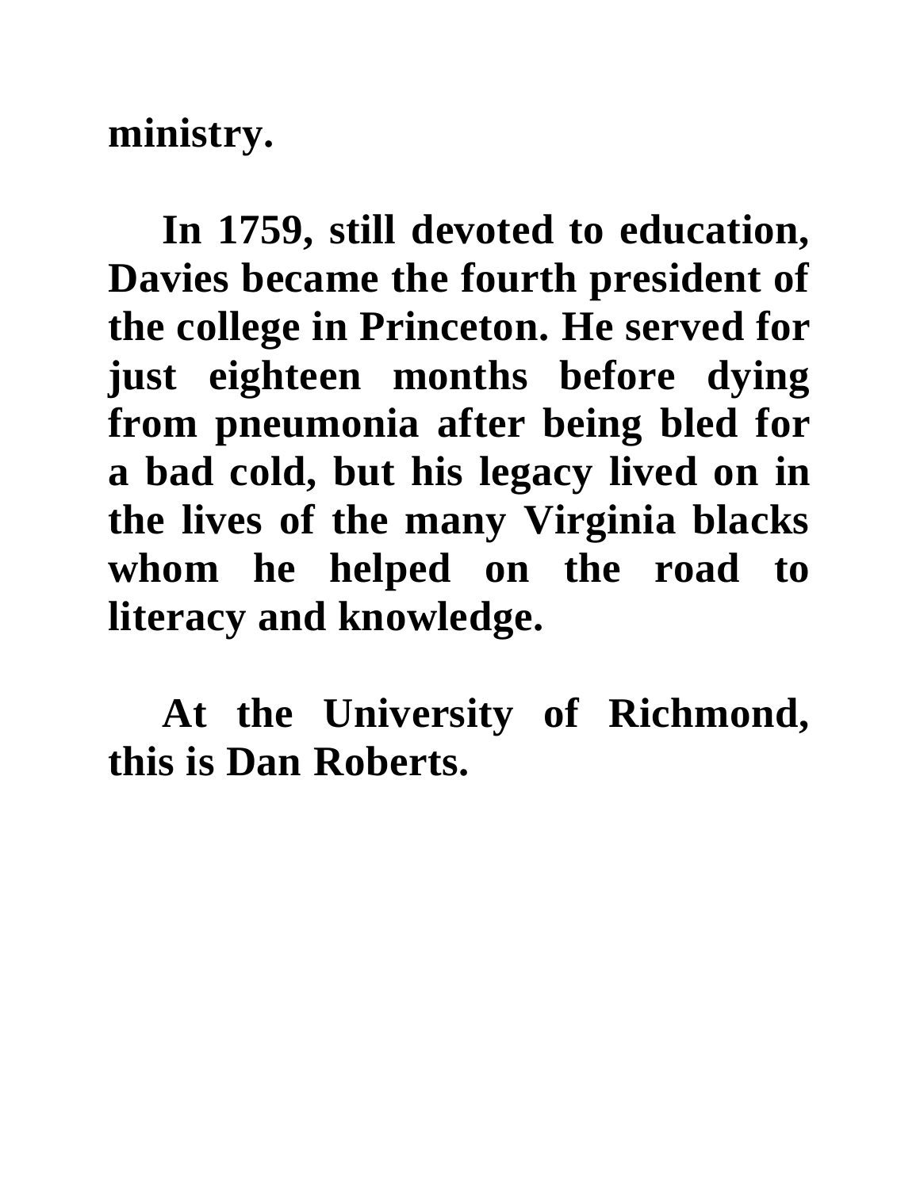**ministry.**

**In 1759, still devoted to education, Davies became the fourth president of the college in Princeton. He served for just eighteen months before dying from pneumonia after being bled for a bad cold, but his legacy lived on in the lives of the many Virginia blacks whom he helped on the road to literacy and knowledge.**

**At the University of Richmond, this is Dan Roberts.**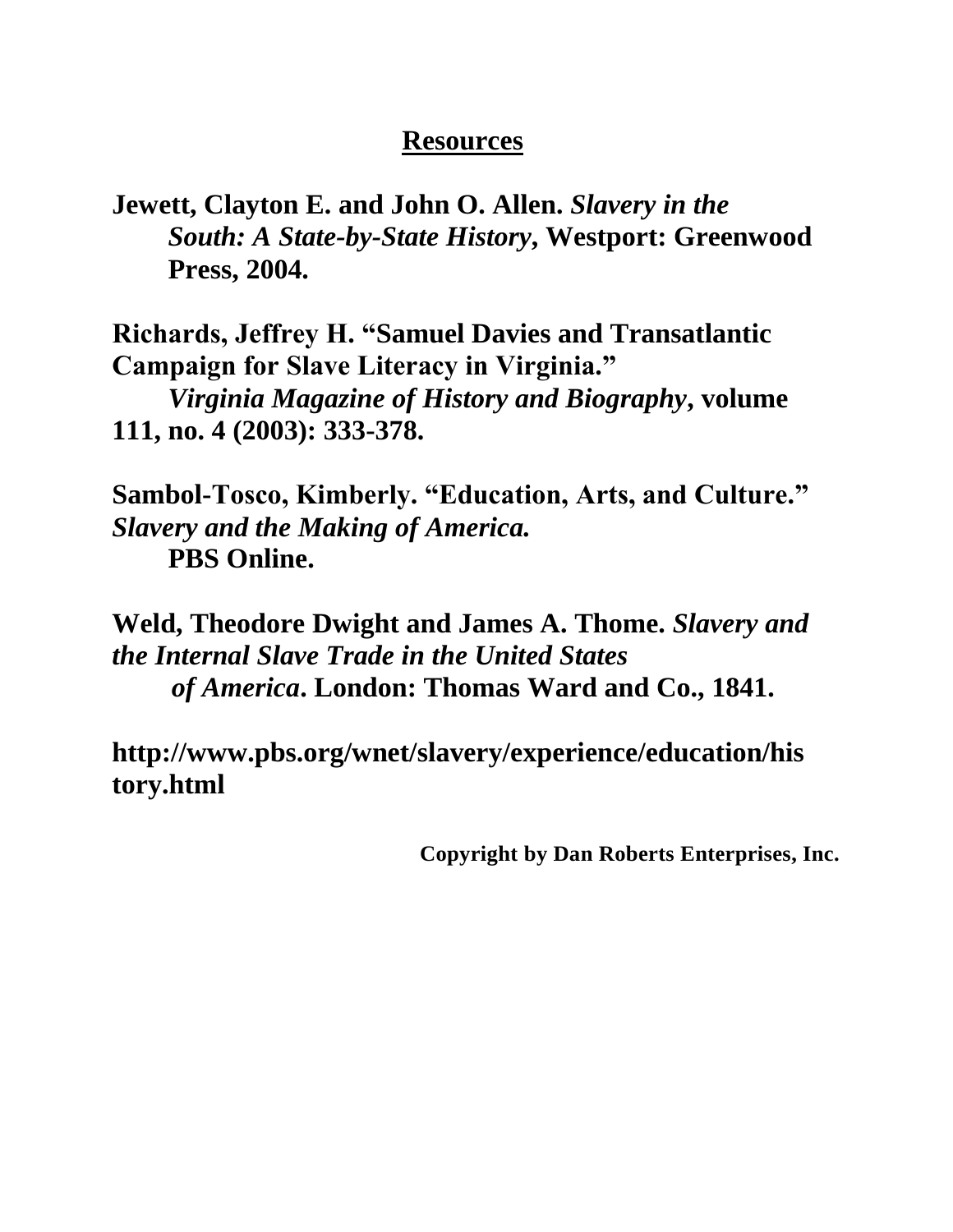## Resources

**Jewett, Clayton E. and John O. Allen. *Slavery in the South: A State-by-State History*, Westport: Greenwood Press, 2004.**

**Richards, Jeffrey H. "Samuel Davies and Transatlantic Campaign for Slave Literacy in Virginia." *Virginia Magazine of History and Biography*, volume 111, no. 4 (2003): 333-378.**

**Sambol-Tosco, Kimberly. "Education, Arts, and Culture." *Slavery and the Making of America.* PBS Online.**

**Weld, Theodore Dwight and James A. Thome. *Slavery and the Internal Slave Trade in the United States of America*. London: Thomas Ward and Co., 1841.**

**http://www.pbs.org/wnet/slavery/experience/education/history.html**

**Copyright by Dan Roberts Enterprises, Inc.**